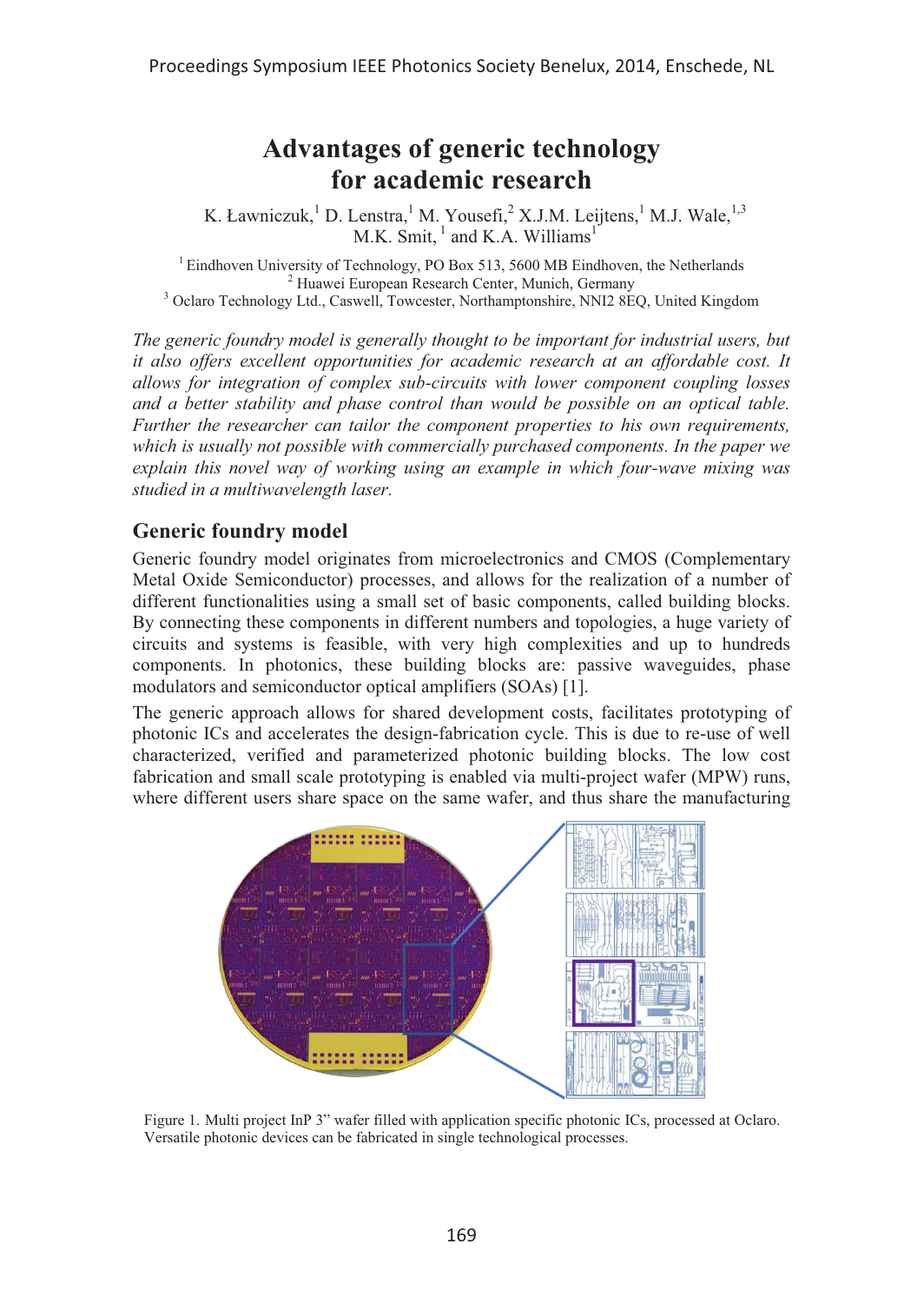# Advantages of generic technology for academic research

K. Ławniczuk,[1] D. Lenstra,[1] M. Yousefi,[2] X.J.M. Leijtens,[1] M.J. Wale,[1,3] M.K. Smit,[1] and K.A. Williams[1]

[1] Eindhoven University of Technology, PO Box 513, 5600 MB Eindhoven, the Netherlands
[2] Huawei European Research Center, Munich, Germany
[3] Oclaro Technology Ltd., Caswell, Towcester, Northamptonshire, NNI2 8EQ, United Kingdom

*The generic foundry model is generally thought to be important for industrial users, but it also offers excellent opportunities for academic research at an affordable cost. It allows for integration of complex sub-circuits with lower component coupling losses and a better stability and phase control than would be possible on an optical table. Further the researcher can tailor the component properties to his own requirements, which is usually not possible with commercially purchased components. In the paper we explain this novel way of working using an example in which four-wave mixing was studied in a multiwavelength laser.*

## Generic foundry model

Generic foundry model originates from microelectronics and CMOS (Complementary Metal Oxide Semiconductor) processes, and allows for the realization of a number of different functionalities using a small set of basic components, called building blocks. By connecting these components in different numbers and topologies, a huge variety of circuits and systems is feasible, with very high complexities and up to hundreds components. In photonics, these building blocks are: passive waveguides, phase modulators and semiconductor optical amplifiers (SOAs) [1].

The generic approach allows for shared development costs, facilitates prototyping of photonic ICs and accelerates the design-fabrication cycle. This is due to re-use of well characterized, verified and parameterized photonic building blocks. The low cost fabrication and small scale prototyping is enabled via multi-project wafer (MPW) runs, where different users share space on the same wafer, and thus share the manufacturing

Figure 1. Multi project InP 3" wafer filled with application specific photonic ICs, processed at Oclaro. Versatile photonic devices can be fabricated in single technological processes.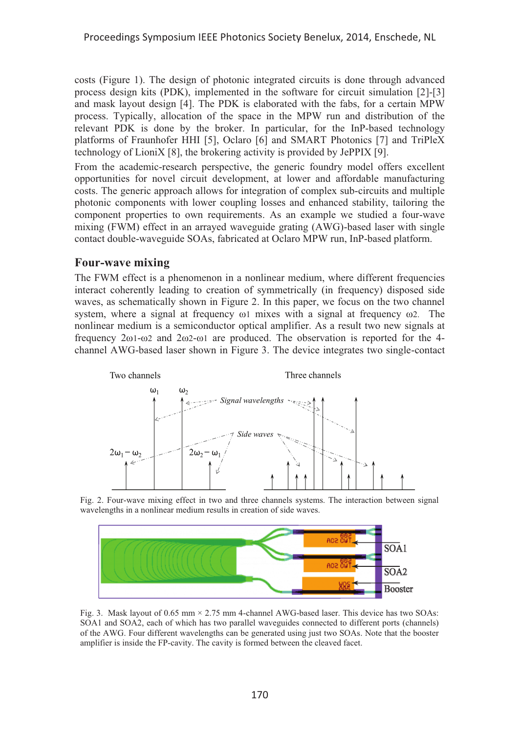costs (Figure 1). The design of photonic integrated circuits is done through advanced process design kits (PDK), implemented in the software for circuit simulation [2]-[3] and mask layout design [4]. The PDK is elaborated with the fabs, for a certain MPW process. Typically, allocation of the space in the MPW run and distribution of the relevant PDK is done by the broker. In particular, for the InP-based technology platforms of Fraunhofer HHI [5], Oclaro [6] and SMART Photonics [7] and TriPleX technology of LioniX [8], the brokering activity is provided by JePPIX [9].

From the academic-research perspective, the generic foundry model offers excellent opportunities for novel circuit development, at lower and affordable manufacturing costs. The generic approach allows for integration of complex sub-circuits and multiple photonic components with lower coupling losses and enhanced stability, tailoring the component properties to own requirements. As an example we studied a four-wave mixing (FWM) effect in an arrayed waveguide grating (AWG)-based laser with single contact double-waveguide SOAs, fabricated at Oclaro MPW run, InP-based platform.

## Four-wave mixing

The FWM effect is a phenomenon in a nonlinear medium, where different frequencies interact coherently leading to creation of symmetrically (in frequency) disposed side waves, as schematically shown in Figure 2. In this paper, we focus on the two channel system, where a signal at frequency $\omega_1$ mixes with a signal at frequency $\omega_2$. The nonlinear medium is a semiconductor optical amplifier. As a result two new signals at frequency $2\omega_1$-$\omega_2$ and $2\omega_2$-$\omega_1$ are produced. The observation is reported for the 4-channel AWG-based laser shown in Figure 3. The device integrates two single-contact

Fig. 2. Four-wave mixing effect in two and three channels systems. The interaction between signal wavelengths in a nonlinear medium results in creation of side waves.

Fig. 3. Mask layout of 0.65 mm × 2.75 mm 4-channel AWG-based laser. This device has two SOAs: SOA1 and SOA2, each of which has two parallel waveguides connected to different ports (channels) of the AWG. Four different wavelengths can be generated using just two SOAs. Note that the booster amplifier is inside the FP-cavity. The cavity is formed between the cleaved facet.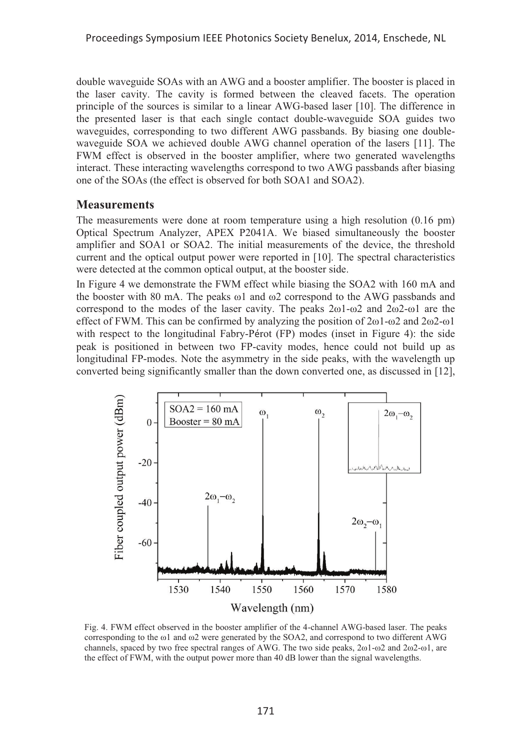double waveguide SOAs with an AWG and a booster amplifier. The booster is placed in the laser cavity. The cavity is formed between the cleaved facets. The operation principle of the sources is similar to a linear AWG-based laser [10]. The difference in the presented laser is that each single contact double-waveguide SOA guides two waveguides, corresponding to two different AWG passbands. By biasing one double-waveguide SOA we achieved double AWG channel operation of the lasers [11]. The FWM effect is observed in the booster amplifier, where two generated wavelengths interact. These interacting wavelengths correspond to two AWG passbands after biasing one of the SOAs (the effect is observed for both SOA1 and SOA2).

## Measurements

The measurements were done at room temperature using a high resolution (0.16 pm) Optical Spectrum Analyzer, APEX P2041A. We biased simultaneously the booster amplifier and SOA1 or SOA2. The initial measurements of the device, the threshold current and the optical output power were reported in [10]. The spectral characteristics were detected at the common optical output, at the booster side.

In Figure 4 we demonstrate the FWM effect while biasing the SOA2 with 160 mA and the booster with 80 mA. The peaks $\omega 1$ and $\omega 2$ correspond to the AWG passbands and correspond to the modes of the laser cavity. The peaks $2\omega 1$-$\omega 2$ and $2\omega 2$-$\omega 1$ are the effect of FWM. This can be confirmed by analyzing the position of $2\omega 1$-$\omega 2$ and $2\omega 2$-$\omega 1$ with respect to the longitudinal Fabry-Pérot (FP) modes (inset in Figure 4): the side peak is positioned in between two FP-cavity modes, hence could not build up as longitudinal FP-modes. Note the asymmetry in the side peaks, with the wavelength up converted being significantly smaller than the down converted one, as discussed in [12],

Fig. 4. FWM effect observed in the booster amplifier of the 4-channel AWG-based laser. The peaks corresponding to the $\omega 1$ and $\omega 2$ were generated by the SOA2, and correspond to two different AWG channels, spaced by two free spectral ranges of AWG. The two side peaks, $2\omega 1$-$\omega 2$ and $2\omega 2$-$\omega 1$, are the effect of FWM, with the output power more than 40 dB lower than the signal wavelengths.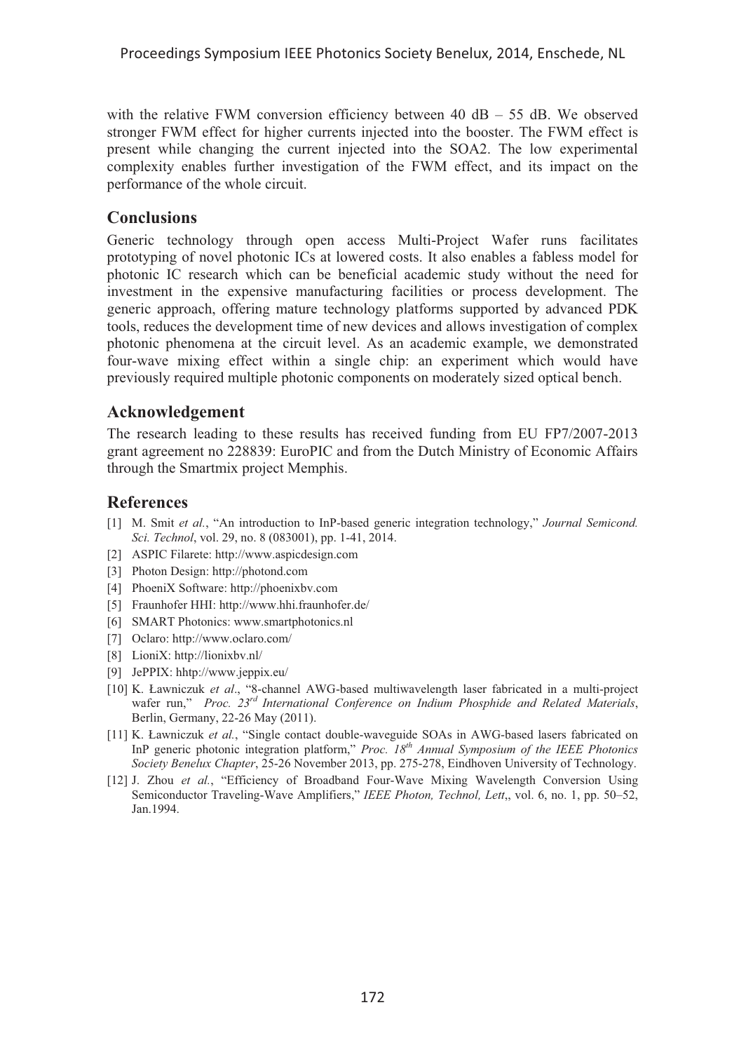with the relative FWM conversion efficiency between 40 dB – 55 dB. We observed stronger FWM effect for higher currents injected into the booster. The FWM effect is present while changing the current injected into the SOA2. The low experimental complexity enables further investigation of the FWM effect, and its impact on the performance of the whole circuit.

## Conclusions

Generic technology through open access Multi-Project Wafer runs facilitates prototyping of novel photonic ICs at lowered costs. It also enables a fabless model for photonic IC research which can be beneficial academic study without the need for investment in the expensive manufacturing facilities or process development. The generic approach, offering mature technology platforms supported by advanced PDK tools, reduces the development time of new devices and allows investigation of complex photonic phenomena at the circuit level. As an academic example, we demonstrated four-wave mixing effect within a single chip: an experiment which would have previously required multiple photonic components on moderately sized optical bench.

## Acknowledgement

The research leading to these results has received funding from EU FP7/2007-2013 grant agreement no 228839: EuroPIC and from the Dutch Ministry of Economic Affairs through the Smartmix project Memphis.

## References

[1] M. Smit *et al.*, "An introduction to InP-based generic integration technology," *Journal Semicond. Sci. Technol*, vol. 29, no. 8 (083001), pp. 1-41, 2014.

[2] ASPIC Filarete: http://www.aspicdesign.com

[3] Photon Design: http://photond.com

[4] PhoeniX Software: http://phoenixbv.com

[5] Fraunhofer HHI: http://www.hhi.fraunhofer.de/

[6] SMART Photonics: www.smartphotonics.nl

[7] Oclaro: http://www.oclaro.com/

[8] LioniX: http://lionixbv.nl/

[9] JePPIX: hhtp://www.jeppix.eu/

[10] K. Ławniczuk *et al*., "8-channel AWG-based multiwavelength laser fabricated in a multi-project wafer run," *Proc. 23rd International Conference on Indium Phosphide and Related Materials*, Berlin, Germany, 22-26 May (2011).

[11] K. Ławniczuk *et al.*, "Single contact double-waveguide SOAs in AWG-based lasers fabricated on InP generic photonic integration platform," *Proc. 18th Annual Symposium of the IEEE Photonics Society Benelux Chapter*, 25-26 November 2013, pp. 275-278, Eindhoven University of Technology.

[12] J. Zhou *et al.*, "Efficiency of Broadband Four-Wave Mixing Wavelength Conversion Using Semiconductor Traveling-Wave Amplifiers," *IEEE Photon, Technol, Lett*,, vol. 6, no. 1, pp. 50–52, Jan.1994.